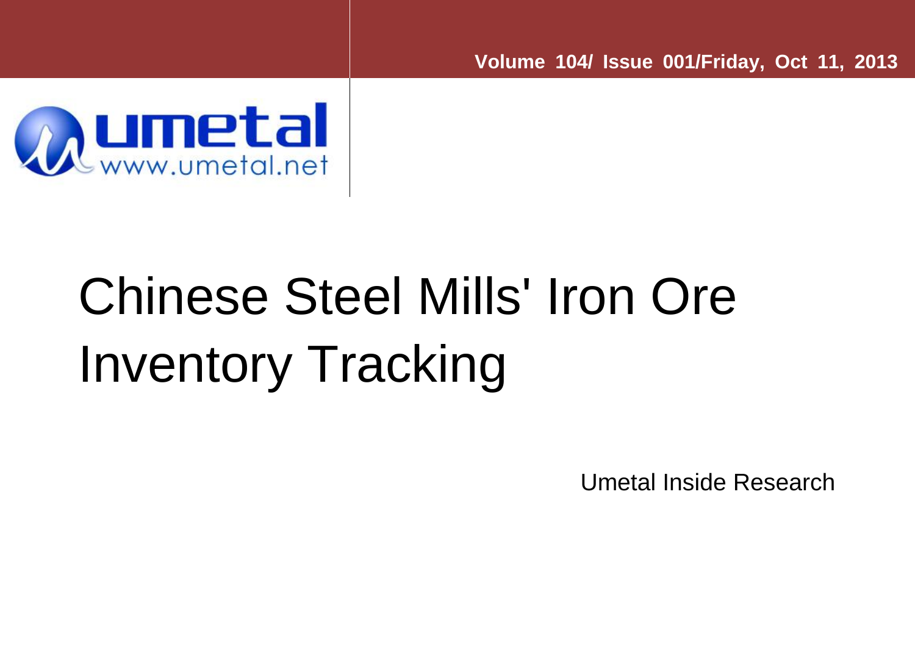Volume 104/ Issue 001/Friday, Oct 11, 2013

umetal
www.umetal.net

# Chinese Steel Mills' Iron Ore Inventory Tracking

Umetal Inside Research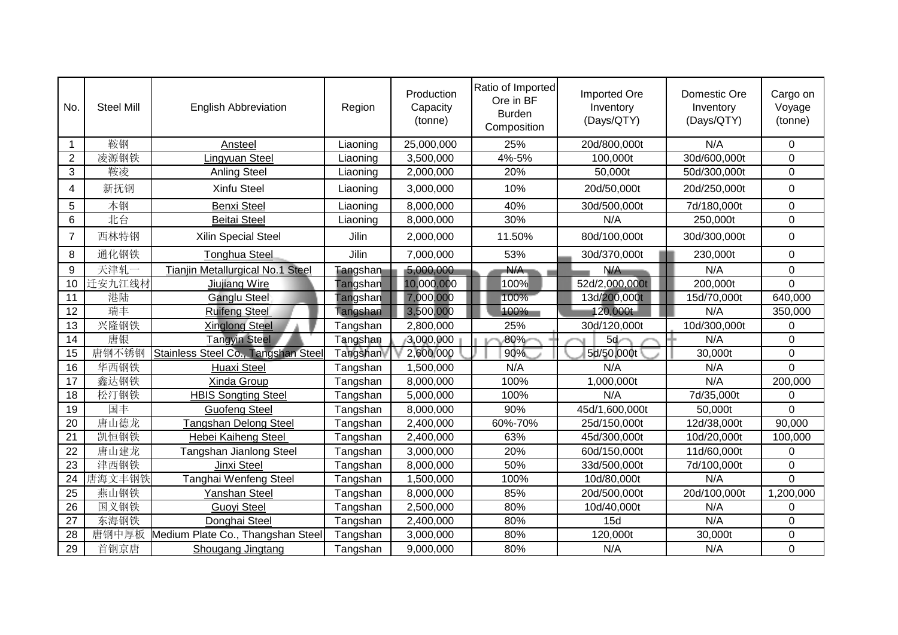| No. | Steel Mill | English Abbreviation | Region | Production Capacity (tonne) | Ratio of Imported Ore in BF Burden Composition | Imported Ore Inventory (Days/QTY) | Domestic Ore Inventory (Days/QTY) | Cargo on Voyage (tonne) |
|---|---|---|---|---|---|---|---|---|
| 1 | 鞍钢 | Ansteel | Liaoning | 25,000,000 | 25% | 20d/800,000t | N/A | 0 |
| 2 | 凌源钢铁 | Lingyuan Steel | Liaoning | 3,500,000 | 4%-5% | 100,000t | 30d/600,000t | 0 |
| 3 | 鞍凌 | Anling Steel | Liaoning | 2,000,000 | 20% | 50,000t | 50d/300,000t | 0 |
| 4 | 新抚钢 | Xinfu Steel | Liaoning | 3,000,000 | 10% | 20d/50,000t | 20d/250,000t | 0 |
| 5 | 本钢 | Benxi Steel | Liaoning | 8,000,000 | 40% | 30d/500,000t | 7d/180,000t | 0 |
| 6 | 北台 | Beitai Steel | Liaoning | 8,000,000 | 30% | N/A | 250,000t | 0 |
| 7 | 西林特钢 | Xilin Special Steel | Jilin | 2,000,000 | 11.50% | 80d/100,000t | 30d/300,000t | 0 |
| 8 | 通化钢铁 | Tonghua Steel | Jilin | 7,000,000 | 53% | 30d/370,000t | 230,000t | 0 |
| 9 | 天津轧一 | Tianjin Metallurgical No.1 Steel | Tangshan | 5,000,000 | N/A | N/A | N/A | 0 |
| 10 | 迁安九江线材 | Jiujiang Wire | Tangshan | 10,000,000 | 100% | 52d/2,000,000t | 200,000t | 0 |
| 11 | 港陆 | Ganglu Steel | Tangshan | 7,000,000 | 100% | 13d/200,000t | 15d/70,000t | 640,000 |
| 12 | 瑞丰 | Ruifeng Steel | Tangshan | 3,500,000 | 100% | 120,000t | N/A | 350,000 |
| 13 | 兴隆钢铁 | Xinglong Steel | Tangshan | 2,800,000 | 25% | 30d/120,000t | 10d/300,000t | 0 |
| 14 | 唐银 | Tangyin Steel | Tangshan | 3,000,000 | 80% | 5d | N/A | 0 |
| 15 | 唐钢不锈钢 | Stainless Steel Co., Tangshan Steel | Tangshan | 2,600,000 | 90% | 5d/50,000t | 30,000t | 0 |
| 16 | 华西钢铁 | Huaxi Steel | Tangshan | 1,500,000 | N/A | N/A | N/A | 0 |
| 17 | 鑫达钢铁 | Xinda Group | Tangshan | 8,000,000 | 100% | 1,000,000t | N/A | 200,000 |
| 18 | 松汀钢铁 | HBIS Songting Steel | Tangshan | 5,000,000 | 100% | N/A | 7d/35,000t | 0 |
| 19 | 国丰 | Guofeng Steel | Tangshan | 8,000,000 | 90% | 45d/1,600,000t | 50,000t | 0 |
| 20 | 唐山德龙 | Tangshan Delong Steel | Tangshan | 2,400,000 | 60%-70% | 25d/150,000t | 12d/38,000t | 90,000 |
| 21 | 凯恒钢铁 | Hebei Kaiheng Steel | Tangshan | 2,400,000 | 63% | 45d/300,000t | 10d/20,000t | 100,000 |
| 22 | 唐山建龙 | Tangshan Jianlong Steel | Tangshan | 3,000,000 | 20% | 60d/150,000t | 11d/60,000t | 0 |
| 23 | 津西钢铁 | Jinxi Steel | Tangshan | 8,000,000 | 50% | 33d/500,000t | 7d/100,000t | 0 |
| 24 | 唐海文丰钢铁 | Tanghai Wenfeng Steel | Tangshan | 1,500,000 | 100% | 10d/80,000t | N/A | 0 |
| 25 | 燕山钢铁 | Yanshan Steel | Tangshan | 8,000,000 | 85% | 20d/500,000t | 20d/100,000t | 1,200,000 |
| 26 | 国义钢铁 | Guoyi Steel | Tangshan | 2,500,000 | 80% | 10d/40,000t | N/A | 0 |
| 27 | 东海钢铁 | Donghai Steel | Tangshan | 2,400,000 | 80% | 15d | N/A | 0 |
| 28 | 唐钢中厚板 | Medium Plate Co., Thangshan Steel | Tangshan | 3,000,000 | 80% | 120,000t | 30,000t | 0 |
| 29 | 首钢京唐 | Shougang Jingtang | Tangshan | 9,000,000 | 80% | N/A | N/A | 0 |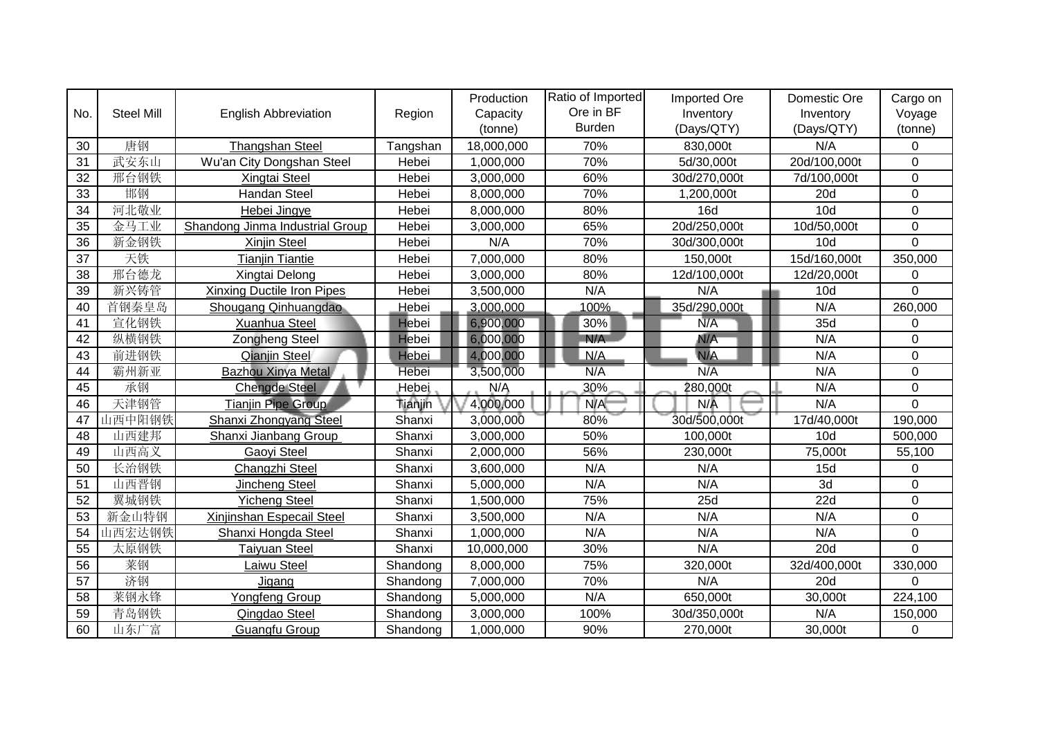| No. | Steel Mill | English Abbreviation | Region | Production Capacity (tonne) | Ratio of Imported Ore in BF Burden | Imported Ore Inventory (Days/QTY) | Domestic Ore Inventory (Days/QTY) | Cargo on Voyage (tonne) |
|---|---|---|---|---|---|---|---|---|
| 30 | 唐钢 | Thangshan Steel | Tangshan | 18,000,000 | 70% | 830,000t | N/A | 0 |
| 31 | 武安东山 | Wu'an City Dongshan Steel | Hebei | 1,000,000 | 70% | 5d/30,000t | 20d/100,000t | 0 |
| 32 | 邢台钢铁 | Xingtai Steel | Hebei | 3,000,000 | 60% | 30d/270,000t | 7d/100,000t | 0 |
| 33 | 邯钢 | Handan Steel | Hebei | 8,000,000 | 70% | 1,200,000t | 20d | 0 |
| 34 | 河北敬业 | Hebei Jingye | Hebei | 8,000,000 | 80% | 16d | 10d | 0 |
| 35 | 金马工业 | Shandong Jinma Industrial Group | Hebei | 3,000,000 | 65% | 20d/250,000t | 10d/50,000t | 0 |
| 36 | 新金钢铁 | Xinjin Steel | Hebei | N/A | 70% | 30d/300,000t | 10d | 0 |
| 37 | 天铁 | Tianjin Tiantie | Hebei | 7,000,000 | 80% | 150,000t | 15d/160,000t | 350,000 |
| 38 | 邢台德龙 | Xingtai Delong | Hebei | 3,000,000 | 80% | 12d/100,000t | 12d/20,000t | 0 |
| 39 | 新兴铸管 | Xinxing Ductile Iron Pipes | Hebei | 3,500,000 | N/A | N/A | 10d | 0 |
| 40 | 首钢秦皇岛 | Shougang Qinhuangdao | Hebei | 3,000,000 | 100% | 35d/290,000t | N/A | 260,000 |
| 41 | 宣化钢铁 | Xuanhua Steel | Hebei | 6,900,000 | 30% | N/A | 35d | 0 |
| 42 | 纵横钢铁 | Zongheng Steel | Hebei | 6,000,000 | N/A | N/A | N/A | 0 |
| 43 | 前进钢铁 | Qianjin Steel | Hebei | 4,000,000 | N/A | N/A | N/A | 0 |
| 44 | 霸州新亚 | Bazhou Xinya Metal | Hebei | 3,500,000 | N/A | N/A | N/A | 0 |
| 45 | 承钢 | Chengde Steel | Hebei | N/A | 30% | 280,000t | N/A | 0 |
| 46 | 天津钢管 | Tianjin Pipe Group | Tianjin | 4,000,000 | N/A | N/A | N/A | 0 |
| 47 | 山西中阳钢铁 | Shanxi Zhongyang Steel | Shanxi | 3,000,000 | 80% | 30d/500,000t | 17d/40,000t | 190,000 |
| 48 | 山西建邦 | Shanxi Jianbang Group | Shanxi | 3,000,000 | 50% | 100,000t | 10d | 500,000 |
| 49 | 山西高义 | Gaoyi Steel | Shanxi | 2,000,000 | 56% | 230,000t | 75,000t | 55,100 |
| 50 | 长治钢铁 | Changzhi Steel | Shanxi | 3,600,000 | N/A | N/A | 15d | 0 |
| 51 | 山西晋钢 | Jincheng Steel | Shanxi | 5,000,000 | N/A | N/A | 3d | 0 |
| 52 | 翼城钢铁 | Yicheng Steel | Shanxi | 1,500,000 | 75% | 25d | 22d | 0 |
| 53 | 新金山特钢 | Xinjinshan Especail Steel | Shanxi | 3,500,000 | N/A | N/A | N/A | 0 |
| 54 | 山西宏达钢铁 | Shanxi Hongda Steel | Shanxi | 1,000,000 | N/A | N/A | N/A | 0 |
| 55 | 太原钢铁 | Taiyuan Steel | Shanxi | 10,000,000 | 30% | N/A | 20d | 0 |
| 56 | 莱钢 | Laiwu Steel | Shandong | 8,000,000 | 75% | 320,000t | 32d/400,000t | 330,000 |
| 57 | 济钢 | Jigang | Shandong | 7,000,000 | 70% | N/A | 20d | 0 |
| 58 | 莱钢永锋 | Yongfeng Group | Shandong | 5,000,000 | N/A | 650,000t | 30,000t | 224,100 |
| 59 | 青岛钢铁 | Qingdao Steel | Shandong | 3,000,000 | 100% | 30d/350,000t | N/A | 150,000 |
| 60 | 山东广富 | Guangfu Group | Shandong | 1,000,000 | 90% | 270,000t | 30,000t | 0 |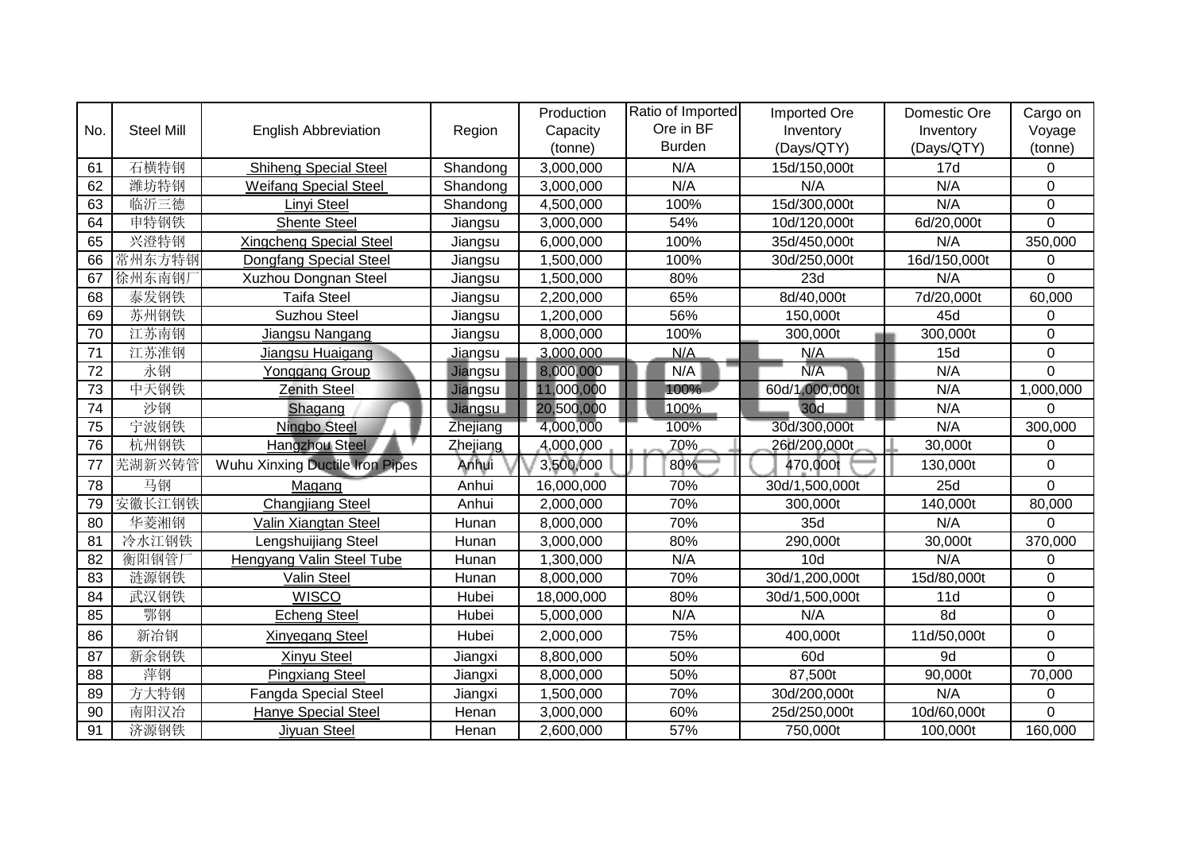| No. | Steel Mill | English Abbreviation | Region | Production Capacity (tonne) | Ratio of Imported Ore in BF Burden | Imported Ore Inventory (Days/QTY) | Domestic Ore Inventory (Days/QTY) | Cargo on Voyage (tonne) |
|---|---|---|---|---|---|---|---|---|
| 61 | 石横特钢 | Shiheng Special Steel | Shandong | 3,000,000 | N/A | 15d/150,000t | 17d | 0 |
| 62 | 潍坊特钢 | Weifang Special Steel | Shandong | 3,000,000 | N/A | N/A | N/A | 0 |
| 63 | 临沂三德 | Linyi Steel | Shandong | 4,500,000 | 100% | 15d/300,000t | N/A | 0 |
| 64 | 申特钢铁 | Shente Steel | Jiangsu | 3,000,000 | 54% | 10d/120,000t | 6d/20,000t | 0 |
| 65 | 兴澄特钢 | Xingcheng Special Steel | Jiangsu | 6,000,000 | 100% | 35d/450,000t | N/A | 350,000 |
| 66 | 常州东方特钢 | Dongfang Special Steel | Jiangsu | 1,500,000 | 100% | 30d/250,000t | 16d/150,000t | 0 |
| 67 | 徐州东南钢厂 | Xuzhou Dongnan Steel | Jiangsu | 1,500,000 | 80% | 23d | N/A | 0 |
| 68 | 泰发钢铁 | Taifa Steel | Jiangsu | 2,200,000 | 65% | 8d/40,000t | 7d/20,000t | 60,000 |
| 69 | 苏州钢铁 | Suzhou Steel | Jiangsu | 1,200,000 | 56% | 150,000t | 45d | 0 |
| 70 | 江苏南钢 | Jiangsu Nangang | Jiangsu | 8,000,000 | 100% | 300,000t | 300,000t | 0 |
| 71 | 江苏淮钢 | Jiangsu Huaigang | Jiangsu | 3,000,000 | N/A | N/A | 15d | 0 |
| 72 | 永钢 | Yonggang Group | Jiangsu | 8,000,000 | N/A | N/A | N/A | 0 |
| 73 | 中天钢铁 | Zenith Steel | Jiangsu | 11,000,000 | 100% | 60d/1,000,000t | N/A | 1,000,000 |
| 74 | 沙钢 | Shagang | Jiangsu | 20,500,000 | 100% | 30d | N/A | 0 |
| 75 | 宁波钢铁 | Ningbo Steel | Zhejiang | 4,000,000 | 100% | 30d/300,000t | N/A | 300,000 |
| 76 | 杭州钢铁 | Hangzhou Steel | Zhejiang | 4,000,000 | 70% | 26d/200,000t | 30,000t | 0 |
| 77 | 芜湖新兴铸管 | Wuhu Xinxing Ductile Iron Pipes | Anhui | 3,500,000 | 80% | 470,000t | 130,000t | 0 |
| 78 | 马钢 | Magang | Anhui | 16,000,000 | 70% | 30d/1,500,000t | 25d | 0 |
| 79 | 安徽长江钢铁 | Changjiang Steel | Anhui | 2,000,000 | 70% | 300,000t | 140,000t | 80,000 |
| 80 | 华菱湘钢 | Valin Xiangtan Steel | Hunan | 8,000,000 | 70% | 35d | N/A | 0 |
| 81 | 冷水江钢铁 | Lengshuijiang Steel | Hunan | 3,000,000 | 80% | 290,000t | 30,000t | 370,000 |
| 82 | 衡阳钢管厂 | Hengyang Valin Steel Tube | Hunan | 1,300,000 | N/A | 10d | N/A | 0 |
| 83 | 涟源钢铁 | Valin Steel | Hunan | 8,000,000 | 70% | 30d/1,200,000t | 15d/80,000t | 0 |
| 84 | 武汉钢铁 | WISCO | Hubei | 18,000,000 | 80% | 30d/1,500,000t | 11d | 0 |
| 85 | 鄂钢 | Echeng Steel | Hubei | 5,000,000 | N/A | N/A | 8d | 0 |
| 86 | 新冶钢 | Xinyegang Steel | Hubei | 2,000,000 | 75% | 400,000t | 11d/50,000t | 0 |
| 87 | 新余钢铁 | Xinyu Steel | Jiangxi | 8,800,000 | 50% | 60d | 9d | 0 |
| 88 | 萍钢 | Pingxiang Steel | Jiangxi | 8,000,000 | 50% | 87,500t | 90,000t | 70,000 |
| 89 | 方大特钢 | Fangda Special Steel | Jiangxi | 1,500,000 | 70% | 30d/200,000t | N/A | 0 |
| 90 | 南阳汉冶 | Hanye Special Steel | Henan | 3,000,000 | 60% | 25d/250,000t | 10d/60,000t | 0 |
| 91 | 济源钢铁 | Jiyuan Steel | Henan | 2,600,000 | 57% | 750,000t | 100,000t | 160,000 |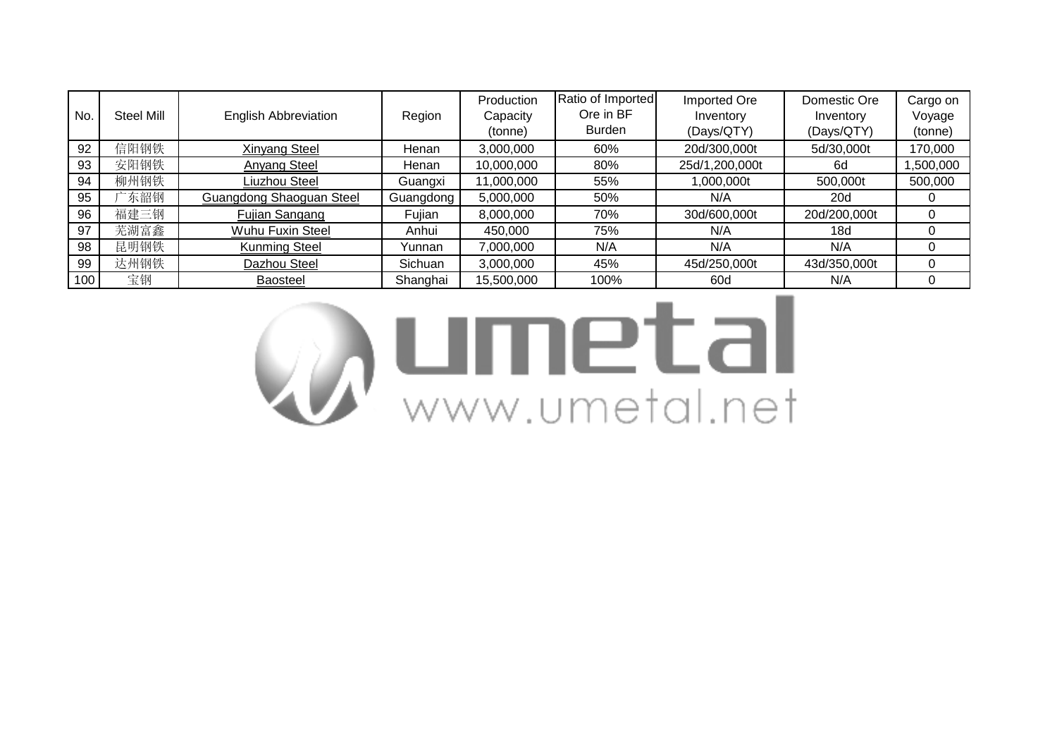| No. | Steel Mill | English Abbreviation | Region | Production Capacity (tonne) | Ratio of Imported Ore in BF Burden | Imported Ore Inventory (Days/QTY) | Domestic Ore Inventory (Days/QTY) | Cargo on Voyage (tonne) |
|---|---|---|---|---|---|---|---|---|
| 92 | 信阳钢铁 | Xinyang Steel | Henan | 3,000,000 | 60% | 20d/300,000t | 5d/30,000t | 170,000 |
| 93 | 安阳钢铁 | Anyang Steel | Henan | 10,000,000 | 80% | 25d/1,200,000t | 6d | 1,500,000 |
| 94 | 柳州钢铁 | Liuzhou Steel | Guangxi | 11,000,000 | 55% | 1,000,000t | 500,000t | 500,000 |
| 95 | 广东韶钢 | Guangdong Shaoguan Steel | Guangdong | 5,000,000 | 50% | N/A | 20d | 0 |
| 96 | 福建三钢 | Fujian Sangang | Fujian | 8,000,000 | 70% | 30d/600,000t | 20d/200,000t | 0 |
| 97 | 芜湖富鑫 | Wuhu Fuxin Steel | Anhui | 450,000 | 75% | N/A | 18d | 0 |
| 98 | 昆明钢铁 | Kunming Steel | Yunnan | 7,000,000 | N/A | N/A | N/A | 0 |
| 99 | 达州钢铁 | Dazhou Steel | Sichuan | 3,000,000 | 45% | 45d/250,000t | 43d/350,000t | 0 |
| 100 | 宝钢 | Baosteel | Shanghai | 15,500,000 | 100% | 60d | N/A | 0 |

umetal
www.umetal.net